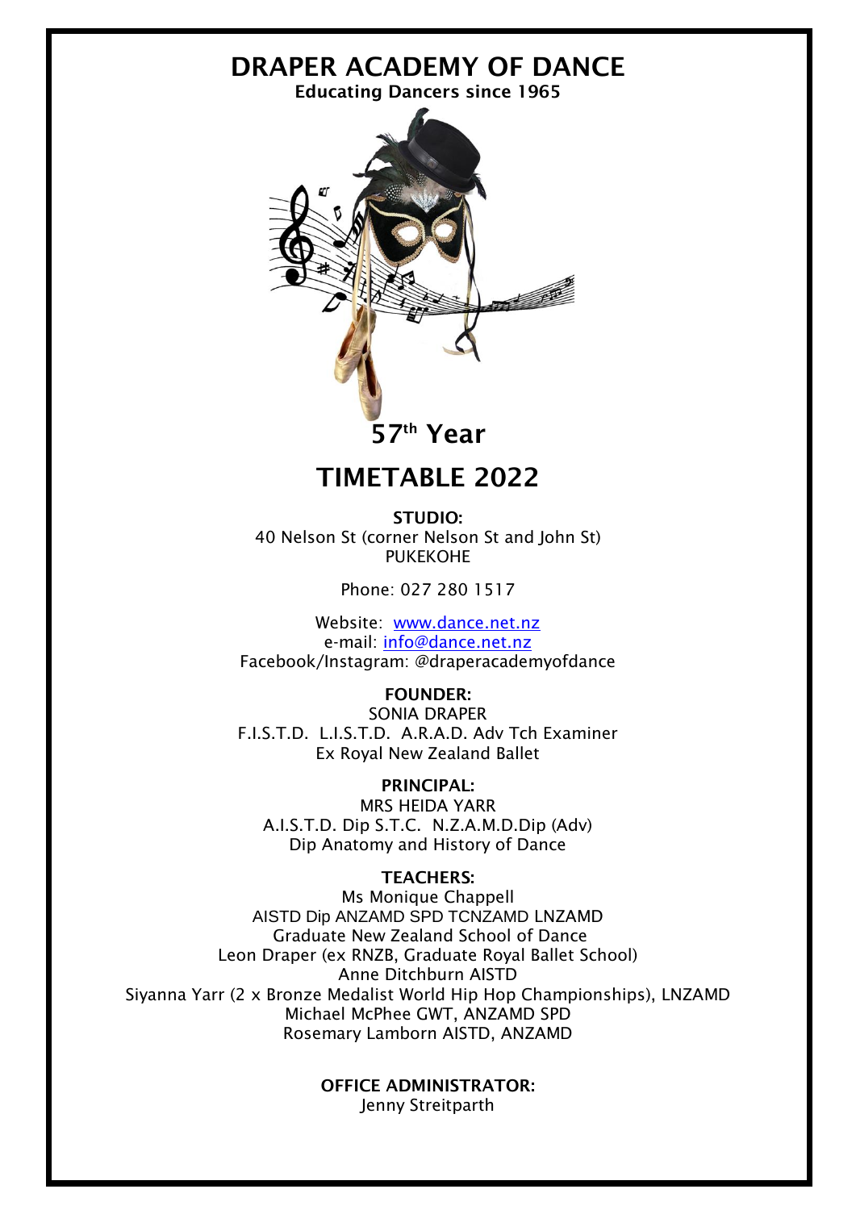# DRAPER ACADEMY OF DANCE

**Educating Dancers since 1965**

## 57th Year

# TIMETABLE 2022

**STUDIO:**
40 Nelson St (corner Nelson St and John St)
PUKEKOHE

Phone: 027 280 1517

Website: [www.dance.net.nz](http://www.dance.net.nz)
e-mail: [info@dance.net.nz](mailto:info@dance.net.nz)
Facebook/Instagram: @draperacademyofdance

**FOUNDER:**
SONIA DRAPER
F.I.S.T.D. L.I.S.T.D. A.R.A.D. Adv Tch Examiner
Ex Royal New Zealand Ballet

**PRINCIPAL:**
MRS HEIDA YARR
A.I.S.T.D. Dip S.T.C. N.Z.A.M.D.Dip (Adv)
Dip Anatomy and History of Dance

**TEACHERS:**
Ms Monique Chappell
AISTD Dip ANZAMD SPD TCNZAMD LNZAMD
Graduate New Zealand School of Dance
Leon Draper (ex RNZB, Graduate Royal Ballet School)
Anne Ditchburn AISTD
Siyanna Yarr (2 x Bronze Medalist World Hip Hop Championships), LNZAMD
Michael McPhee GWT, ANZAMD SPD
Rosemary Lamborn AISTD, ANZAMD

**OFFICE ADMINISTRATOR:**
Jenny Streitparth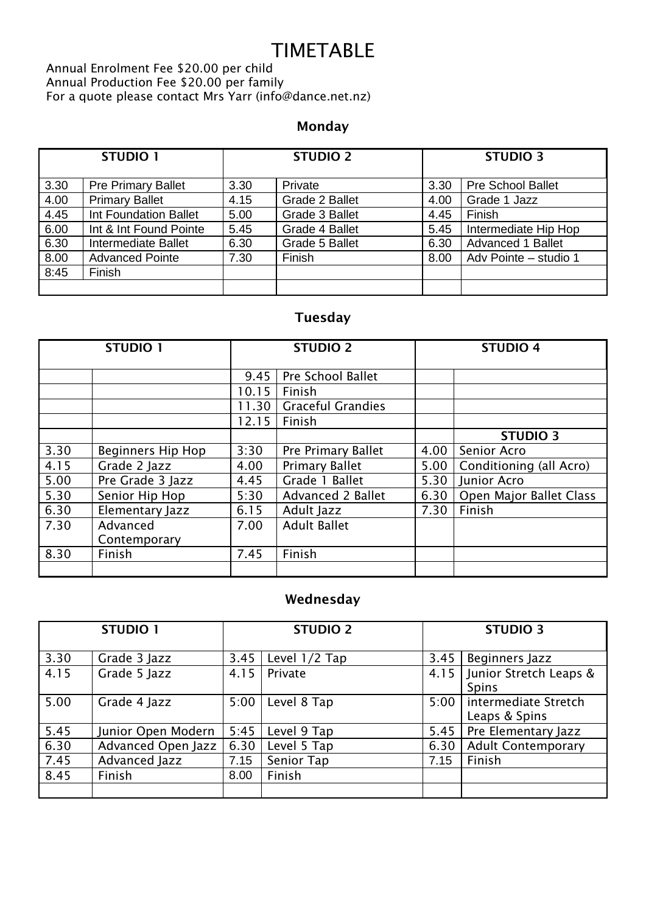# TIMETABLE

Annual Enrolment Fee $20.00 per child
Annual Production Fee $20.00 per family
For a quote please contact Mrs Yarr (info@dance.net.nz)

### Monday

| STUDIO 1 | | STUDIO 2 | | STUDIO 3 | |
|---|---|---|---|---|---|
| 3.30 | Pre Primary Ballet | 3.30 | Private | 3.30 | Pre School Ballet |
| 4.00 | Primary Ballet | 4.15 | Grade 2 Ballet | 4.00 | Grade 1 Jazz |
| 4.45 | Int Foundation Ballet | 5.00 | Grade 3 Ballet | 4.45 | Finish |
| 6.00 | Int & Int Found Pointe | 5.45 | Grade 4 Ballet | 5.45 | Intermediate Hip Hop |
| 6.30 | Intermediate Ballet | 6.30 | Grade 5 Ballet | 6.30 | Advanced 1 Ballet |
| 8.00 | Advanced Pointe | 7.30 | Finish | 8.00 | Adv Pointe – studio 1 |
| 8:45 | Finish | | | | |
| | | | | | |

### Tuesday

| STUDIO 1 | | STUDIO 2 | | STUDIO 4 | |
|---|---|---|---|---|---|
| | | 9.45 | Pre School Ballet | | |
| | | 10.15 | Finish | | |
| | | 11.30 | Graceful Grandies | | |
| | | 12.15 | Finish | | |
| | | | | | **STUDIO 3** |
| 3.30 | Beginners Hip Hop | 3:30 | Pre Primary Ballet | 4.00 | Senior Acro |
| 4.15 | Grade 2 Jazz | 4.00 | Primary Ballet | 5.00 | Conditioning (all Acro) |
| 5.00 | Pre Grade 3 Jazz | 4.45 | Grade 1 Ballet | 5.30 | Junior Acro |
| 5.30 | Senior Hip Hop | 5:30 | Advanced 2 Ballet | 6.30 | Open Major Ballet Class |
| 6.30 | Elementary Jazz | 6.15 | Adult Jazz | 7.30 | Finish |
| 7.30 | Advanced Contemporary | 7.00 | Adult Ballet | | |
| 8.30 | Finish | 7.45 | Finish | | |
| | | | | | |

### Wednesday

| STUDIO 1 | | STUDIO 2 | | STUDIO 3 | |
|---|---|---|---|---|---|
| 3.30 | Grade 3 Jazz | 3.45 | Level 1/2 Tap | 3.45 | Beginners Jazz |
| 4.15 | Grade 5 Jazz | 4.15 | Private | 4.15 | Junior Stretch Leaps & Spins |
| 5.00 | Grade 4 Jazz | 5:00 | Level 8 Tap | 5:00 | intermediate Stretch Leaps & Spins |
| 5.45 | Junior Open Modern | 5:45 | Level 9 Tap | 5.45 | Pre Elementary Jazz |
| 6.30 | Advanced Open Jazz | 6.30 | Level 5 Tap | 6.30 | Adult Contemporary |
| 7.45 | Advanced Jazz | 7.15 | Senior Tap | 7.15 | Finish |
| 8.45 | Finish | 8.00 | Finish | | |
| | | | | | |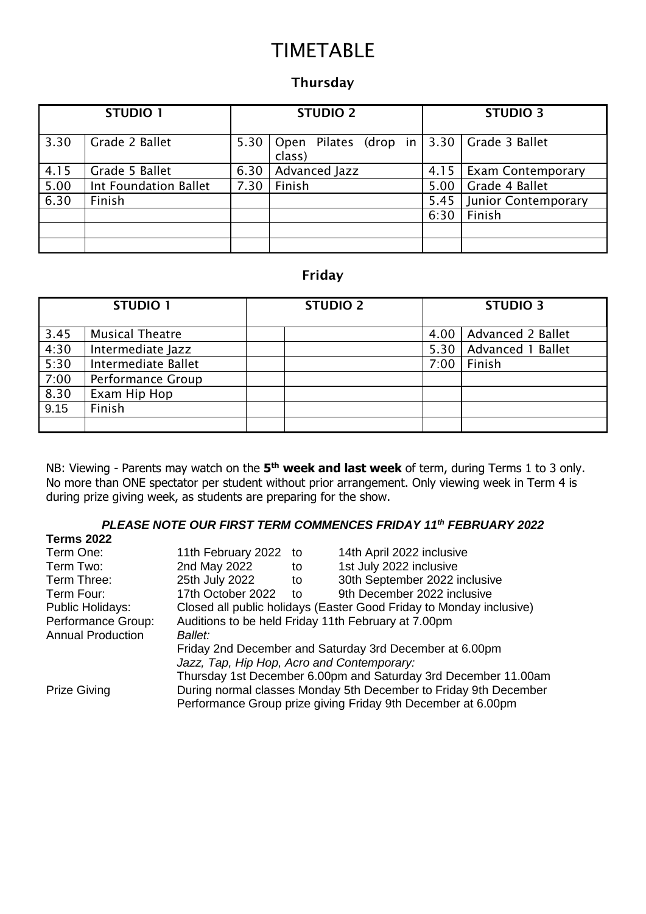# TIMETABLE

### Thursday

| STUDIO 1 | | STUDIO 2 | | STUDIO 3 | |
|---|---|---|---|---|---|
| 3.30 | Grade 2 Ballet | 5.30 | Open Pilates (drop in class) | 3.30 | Grade 3 Ballet |
| 4.15 | Grade 5 Ballet | 6.30 | Advanced Jazz | 4.15 | Exam Contemporary |
| 5.00 | Int Foundation Ballet | 7.30 | Finish | 5.00 | Grade 4 Ballet |
| 6.30 | Finish | | | 5.45 | Junior Contemporary |
| | | | | 6:30 | Finish |
| | | | | | |
| | | | | | |

### Friday

| STUDIO 1 | | STUDIO 2 | | STUDIO 3 | |
|---|---|---|---|---|---|
| 3.45 | Musical Theatre | | | 4.00 | Advanced 2 Ballet |
| 4:30 | Intermediate Jazz | | | 5.30 | Advanced 1 Ballet |
| 5:30 | Intermediate Ballet | | | 7:00 | Finish |
| 7:00 | Performance Group | | | | |
| 8.30 | Exam Hip Hop | | | | |
| 9.15 | Finish | | | | |
| | | | | | |

NB: Viewing - Parents may watch on the **5th week and last week** of term, during Terms 1 to 3 only. No more than ONE spectator per student without prior arrangement. Only viewing week in Term 4 is during prize giving week, as students are preparing for the show.

***PLEASE NOTE OUR FIRST TERM COMMENCES FRIDAY 11th FEBRUARY 2022***

**Terms 2022**

| | | | |
|---|---|---|---|
| Term One: | 11th February 2022 | to | 14th April 2022 inclusive |
| Term Two: | 2nd May 2022 | to | 1st July 2022 inclusive |
| Term Three: | 25th July 2022 | to | 30th September 2022 inclusive |
| Term Four: | 17th October 2022 | to | 9th December 2022 inclusive |

Public Holidays: Closed all public holidays (Easter Good Friday to Monday inclusive)

Performance Group: Auditions to be held Friday 11th February at 7.00pm

Annual Production *Ballet:*
Friday 2nd December and Saturday 3rd December at 6.00pm
*Jazz, Tap, Hip Hop, Acro and Contemporary:*
Thursday 1st December 6.00pm and Saturday 3rd December 11.00am

Prize Giving During normal classes Monday 5th December to Friday 9th December
Performance Group prize giving Friday 9th December at 6.00pm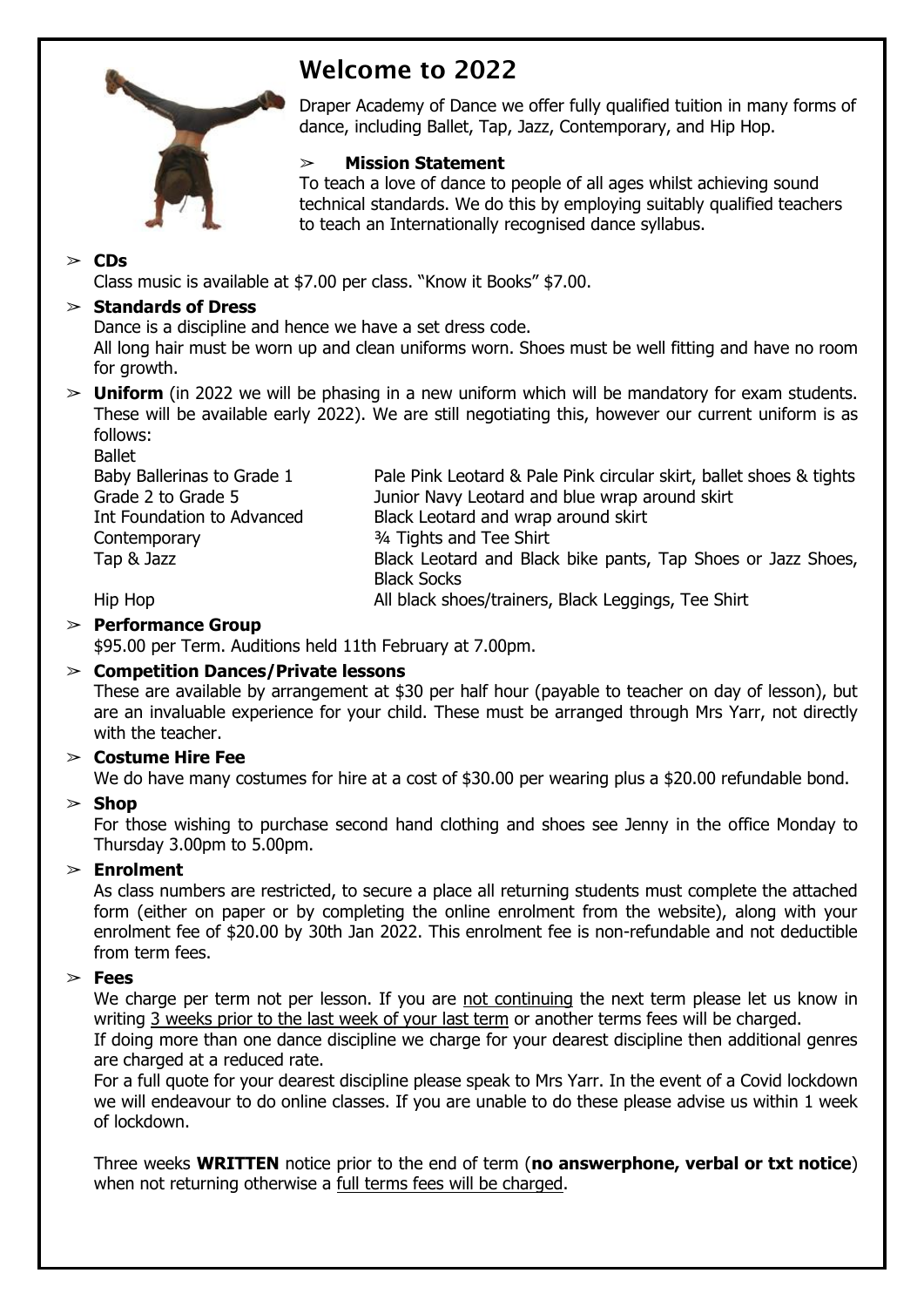# Welcome to 2022

Draper Academy of Dance we offer fully qualified tuition in many forms of dance, including Ballet, Tap, Jazz, Contemporary, and Hip Hop.

- **Mission Statement**
  To teach a love of dance to people of all ages whilst achieving sound technical standards. We do this by employing suitably qualified teachers to teach an Internationally recognised dance syllabus.

- **CDs**
  Class music is available at $7.00 per class. "Know it Books" $7.00.

- **Standards of Dress**
  Dance is a discipline and hence we have a set dress code.
  All long hair must be worn up and clean uniforms worn. Shoes must be well fitting and have no room for growth.

- **Uniform** (in 2022 we will be phasing in a new uniform which will be mandatory for exam students. These will be available early 2022). We are still negotiating this, however our current uniform is as follows:

| Ballet | |
|---|---|
| Baby Ballerinas to Grade 1 | Pale Pink Leotard & Pale Pink circular skirt, ballet shoes & tights |
| Grade 2 to Grade 5 | Junior Navy Leotard and blue wrap around skirt |
| Int Foundation to Advanced | Black Leotard and wrap around skirt |
| Contemporary | ¾ Tights and Tee Shirt |
| Tap & Jazz | Black Leotard and Black bike pants, Tap Shoes or Jazz Shoes, Black Socks |
| Hip Hop | All black shoes/trainers, Black Leggings, Tee Shirt |

- **Performance Group**
  $95.00 per Term. Auditions held 11th February at 7.00pm.

- **Competition Dances/Private lessons**
  These are available by arrangement at $30 per half hour (payable to teacher on day of lesson), but are an invaluable experience for your child. These must be arranged through Mrs Yarr, not directly with the teacher.

- **Costume Hire Fee**
  We do have many costumes for hire at a cost of $30.00 per wearing plus a $20.00 refundable bond.

- **Shop**
  For those wishing to purchase second hand clothing and shoes see Jenny in the office Monday to Thursday 3.00pm to 5.00pm.

- **Enrolment**
  As class numbers are restricted, to secure a place all returning students must complete the attached form (either on paper or by completing the online enrolment from the website), along with your enrolment fee of $20.00 by 30th Jan 2022. This enrolment fee is non-refundable and not deductible from term fees.

- **Fees**
  We charge per term not per lesson. If you are not continuing the next term please let us know in writing 3 weeks prior to the last week of your last term or another terms fees will be charged.
  If doing more than one dance discipline we charge for your dearest discipline then additional genres are charged at a reduced rate.
  For a full quote for your dearest discipline please speak to Mrs Yarr. In the event of a Covid lockdown we will endeavour to do online classes. If you are unable to do these please advise us within 1 week of lockdown.

  Three weeks **WRITTEN** notice prior to the end of term (**no answerphone, verbal or txt notice**) when not returning otherwise a full terms fees will be charged.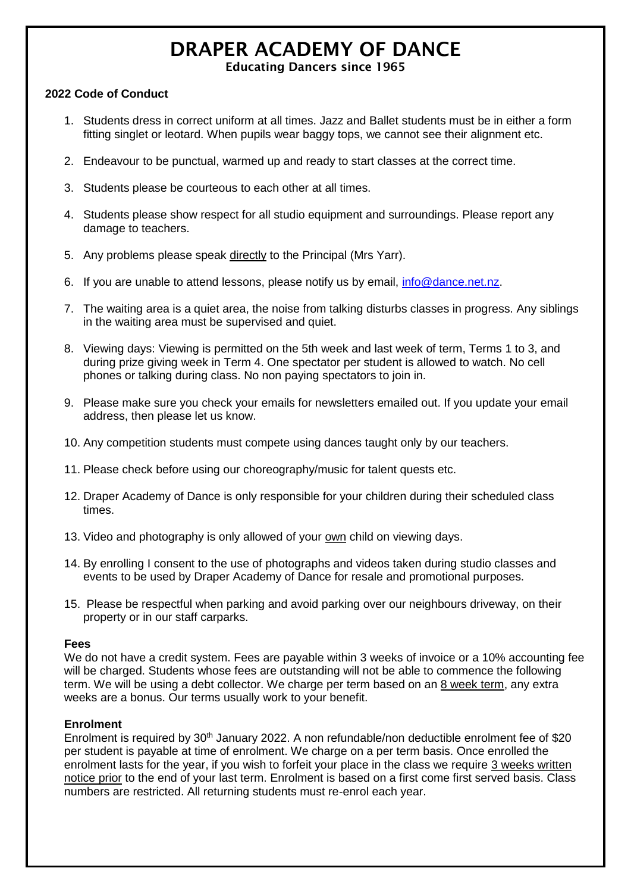# DRAPER ACADEMY OF DANCE

**Educating Dancers since 1965**

## 2022 Code of Conduct

1. Students dress in correct uniform at all times. Jazz and Ballet students must be in either a form fitting singlet or leotard. When pupils wear baggy tops, we cannot see their alignment etc.
2. Endeavour to be punctual, warmed up and ready to start classes at the correct time.
3. Students please be courteous to each other at all times.
4. Students please show respect for all studio equipment and surroundings. Please report any damage to teachers.
5. Any problems please speak <u>directly</u> to the Principal (Mrs Yarr).
6. If you are unable to attend lessons, please notify us by email, info@dance.net.nz.
7. The waiting area is a quiet area, the noise from talking disturbs classes in progress. Any siblings in the waiting area must be supervised and quiet.
8. Viewing days: Viewing is permitted on the 5th week and last week of term, Terms 1 to 3, and during prize giving week in Term 4. One spectator per student is allowed to watch. No cell phones or talking during class. No non paying spectators to join in.
9. Please make sure you check your emails for newsletters emailed out. If you update your email address, then please let us know.
10. Any competition students must compete using dances taught only by our teachers.
11. Please check before using our choreography/music for talent quests etc.
12. Draper Academy of Dance is only responsible for your children during their scheduled class times.
13. Video and photography is only allowed of your <u>own</u> child on viewing days.
14. By enrolling I consent to the use of photographs and videos taken during studio classes and events to be used by Draper Academy of Dance for resale and promotional purposes.
15. Please be respectful when parking and avoid parking over our neighbours driveway, on their property or in our staff carparks.

### Fees

We do not have a credit system. Fees are payable within 3 weeks of invoice or a 10% accounting fee will be charged. Students whose fees are outstanding will not be able to commence the following term. We will be using a debt collector. We charge per term based on an <u>8 week term</u>, any extra weeks are a bonus. Our terms usually work to your benefit.

### Enrolment

Enrolment is required by 30th January 2022. A non refundable/non deductible enrolment fee of $20 per student is payable at time of enrolment. We charge on a per term basis. Once enrolled the enrolment lasts for the year, if you wish to forfeit your place in the class we require <u>3 weeks written notice prior</u> to the end of your last term. Enrolment is based on a first come first served basis. Class numbers are restricted. All returning students must re-enrol each year.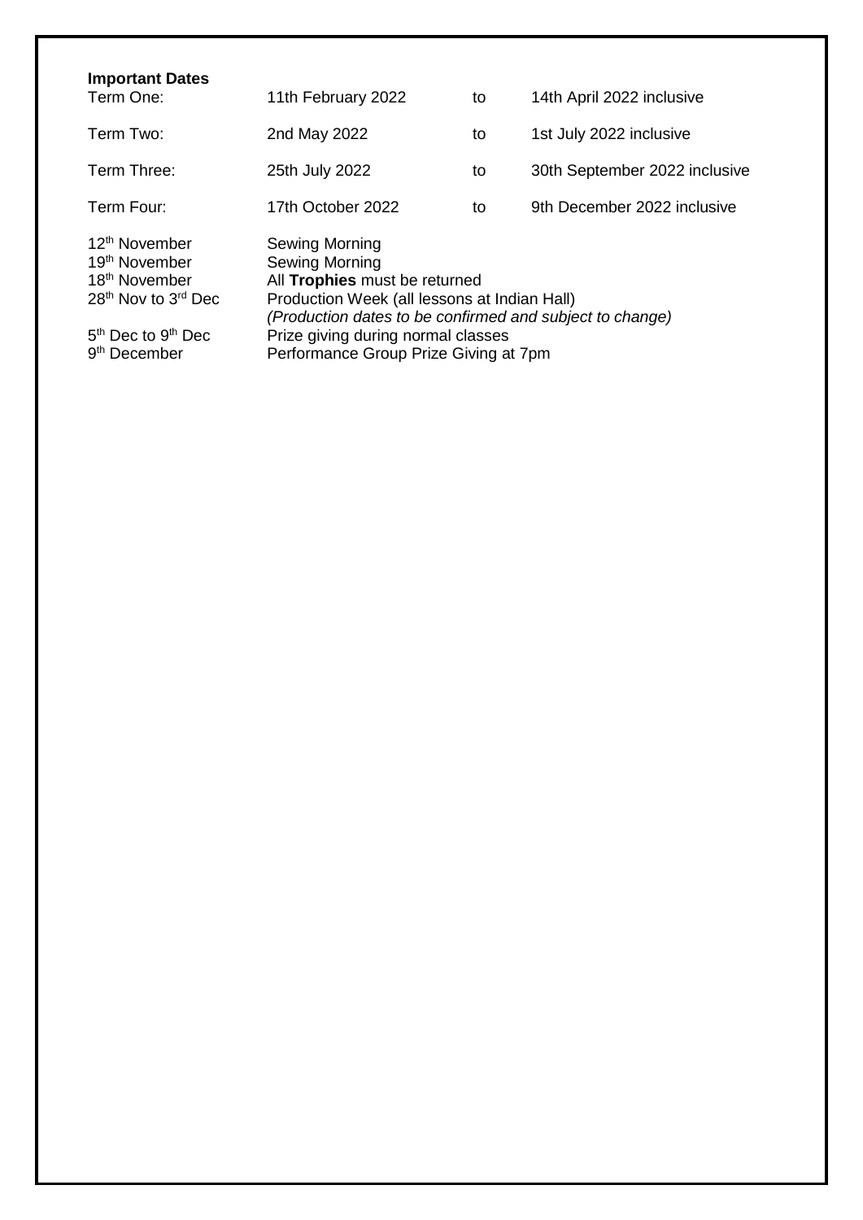**Important Dates**

| | | | |
|---|---|---|---|
| Term One: | 11th February 2022 | to | 14th April 2022 inclusive |
| Term Two: | 2nd May 2022 | to | 1st July 2022 inclusive |
| Term Three: | 25th July 2022 | to | 30th September 2022 inclusive |
| Term Four: | 17th October 2022 | to | 9th December 2022 inclusive |

| | |
|---|---|
| 12th November | Sewing Morning |
| 19th November | Sewing Morning |
| 18th November | All **Trophies** must be returned |
| 28th Nov to 3rd Dec | Production Week (all lessons at Indian Hall) *(Production dates to be confirmed and subject to change)* |
| 5th Dec to 9th Dec | Prize giving during normal classes |
| 9th December | Performance Group Prize Giving at 7pm |